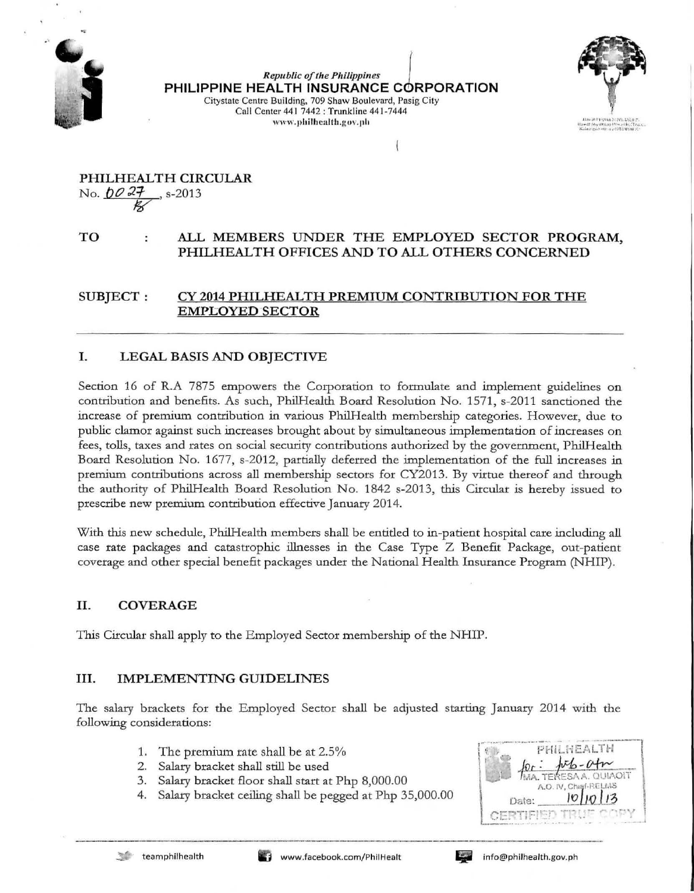Republic of the Philippines

**PHILIPPINE HEALTH INSURANCE CORPORATION**

Citystate Centre Building, 709 Shaw Boulevard, Pasig City
Call Center 441 7442 : Trunkline 441-7444
www.philhealth.gov.ph

**PHILHEALTH CIRCULAR**
No. 0027, s-2013

**TO : ALL MEMBERS UNDER THE EMPLOYED SECTOR PROGRAM, PHILHEALTH OFFICES AND TO ALL OTHERS CONCERNED**

**SUBJECT : CY 2014 PHILHEALTH PREMIUM CONTRIBUTION FOR THE EMPLOYED SECTOR**

## I. LEGAL BASIS AND OBJECTIVE

Section 16 of R.A 7875 empowers the Corporation to formulate and implement guidelines on contribution and benefits. As such, PhilHealth Board Resolution No. 1571, s-2011 sanctioned the increase of premium contribution in various PhilHealth membership categories. However, due to public clamor against such increases brought about by simultaneous implementation of increases on fees, tolls, taxes and rates on social security contributions authorized by the government, PhilHealth Board Resolution No. 1677, s-2012, partially deferred the implementation of the full increases in premium contributions across all membership sectors for CY2013. By virtue thereof and through the authority of PhilHealth Board Resolution No. 1842 s-2013, this Circular is hereby issued to prescribe new premium contribution effective January 2014.

With this new schedule, PhilHealth members shall be entitled to in-patient hospital care including all case rate packages and catastrophic illnesses in the Case Type Z Benefit Package, out-patient coverage and other special benefit packages under the National Health Insurance Program (NHIP).

## II. COVERAGE

This Circular shall apply to the Employed Sector membership of the NHIP.

## III. IMPLEMENTING GUIDELINES

The salary brackets for the Employed Sector shall be adjusted starting January 2014 with the following considerations:

1. The premium rate shall be at 2.5%
2. Salary bracket shall still be used
3. Salary bracket floor shall start at Php 8,000.00
4. Salary bracket ceiling shall be pegged at Php 35,000.00

PHILHEALTH
for: [signature]
MA. TERESA A. QUIAOIT
A.O. IV, Chief-RELMS
Date: 10/10/13
CERTIFIED TRUE COPY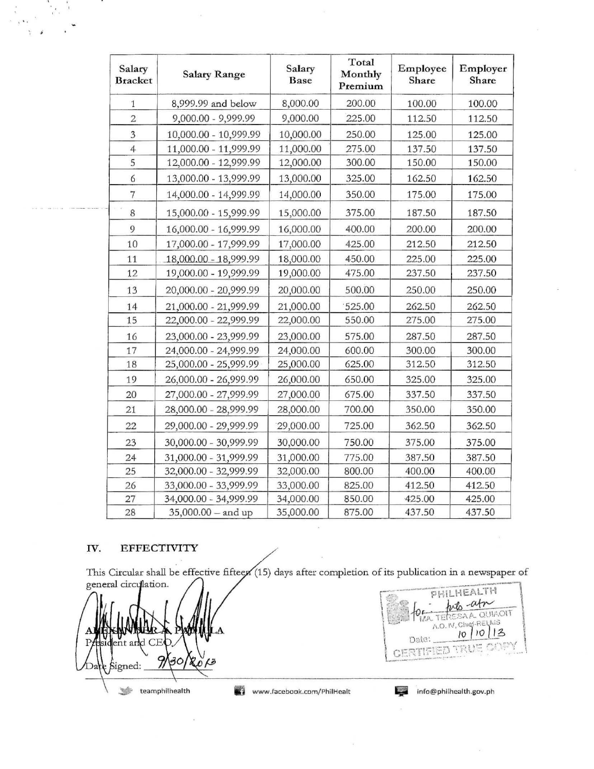| Salary Bracket | Salary Range | Salary Base | Total Monthly Premium | Employee Share | Employer Share |
|---|---|---|---|---|---|
| 1 | 8,999.99 and below | 8,000.00 | 200.00 | 100.00 | 100.00 |
| 2 | 9,000.00 - 9,999.99 | 9,000.00 | 225.00 | 112.50 | 112.50 |
| 3 | 10,000.00 - 10,999.99 | 10,000.00 | 250.00 | 125.00 | 125.00 |
| 4 | 11,000.00 - 11,999.99 | 11,000.00 | 275.00 | 137.50 | 137.50 |
| 5 | 12,000.00 - 12,999.99 | 12,000.00 | 300.00 | 150.00 | 150.00 |
| 6 | 13,000.00 - 13,999.99 | 13,000.00 | 325.00 | 162.50 | 162.50 |
| 7 | 14,000.00 - 14,999.99 | 14,000.00 | 350.00 | 175.00 | 175.00 |
| 8 | 15,000.00 - 15,999.99 | 15,000.00 | 375.00 | 187.50 | 187.50 |
| 9 | 16,000.00 - 16,999.99 | 16,000.00 | 400.00 | 200.00 | 200.00 |
| 10 | 17,000.00 - 17,999.99 | 17,000.00 | 425.00 | 212.50 | 212.50 |
| 11 | 18,000.00 - 18,999.99 | 18,000.00 | 450.00 | 225.00 | 225.00 |
| 12 | 19,000.00 - 19,999.99 | 19,000.00 | 475.00 | 237.50 | 237.50 |
| 13 | 20,000.00 - 20,999.99 | 20,000.00 | 500.00 | 250.00 | 250.00 |
| 14 | 21,000.00 - 21,999.99 | 21,000.00 | 525.00 | 262.50 | 262.50 |
| 15 | 22,000.00 - 22,999.99 | 22,000.00 | 550.00 | 275.00 | 275.00 |
| 16 | 23,000.00 - 23,999.99 | 23,000.00 | 575.00 | 287.50 | 287.50 |
| 17 | 24,000.00 - 24,999.99 | 24,000.00 | 600.00 | 300.00 | 300.00 |
| 18 | 25,000.00 - 25,999.99 | 25,000.00 | 625.00 | 312.50 | 312.50 |
| 19 | 26,000.00 - 26,999.99 | 26,000.00 | 650.00 | 325.00 | 325.00 |
| 20 | 27,000.00 - 27,999.99 | 27,000.00 | 675.00 | 337.50 | 337.50 |
| 21 | 28,000.00 - 28,999.99 | 28,000.00 | 700.00 | 350.00 | 350.00 |
| 22 | 29,000.00 - 29,999.99 | 29,000.00 | 725.00 | 362.50 | 362.50 |
| 23 | 30,000.00 - 30,999.99 | 30,000.00 | 750.00 | 375.00 | 375.00 |
| 24 | 31,000.00 - 31,999.99 | 31,000.00 | 775.00 | 387.50 | 387.50 |
| 25 | 32,000.00 - 32,999.99 | 32,000.00 | 800.00 | 400.00 | 400.00 |
| 26 | 33,000.00 - 33,999.99 | 33,000.00 | 825.00 | 412.50 | 412.50 |
| 27 | 34,000.00 - 34,999.99 | 34,000.00 | 850.00 | 425.00 | 425.00 |
| 28 | 35,000.00 – and up | 35,000.00 | 875.00 | 437.50 | 437.50 |

## IV. EFFECTIVITY

This Circular shall be effective fifteen (15) days after completion of its publication in a newspaper of general circulation.

ALEXANDER A. PADILLA
President and CEO

Date Signed: 9/30/2013

PHILHEALTH
for: MA. TERESA A. QUIAOIT
A.O. IV, Chief-RELMS
Date: 10/10/13
CERTIFIED TRUE COPY

teamphilhealth www.facebook.com/PhilHealt info@philhealth.gov.ph